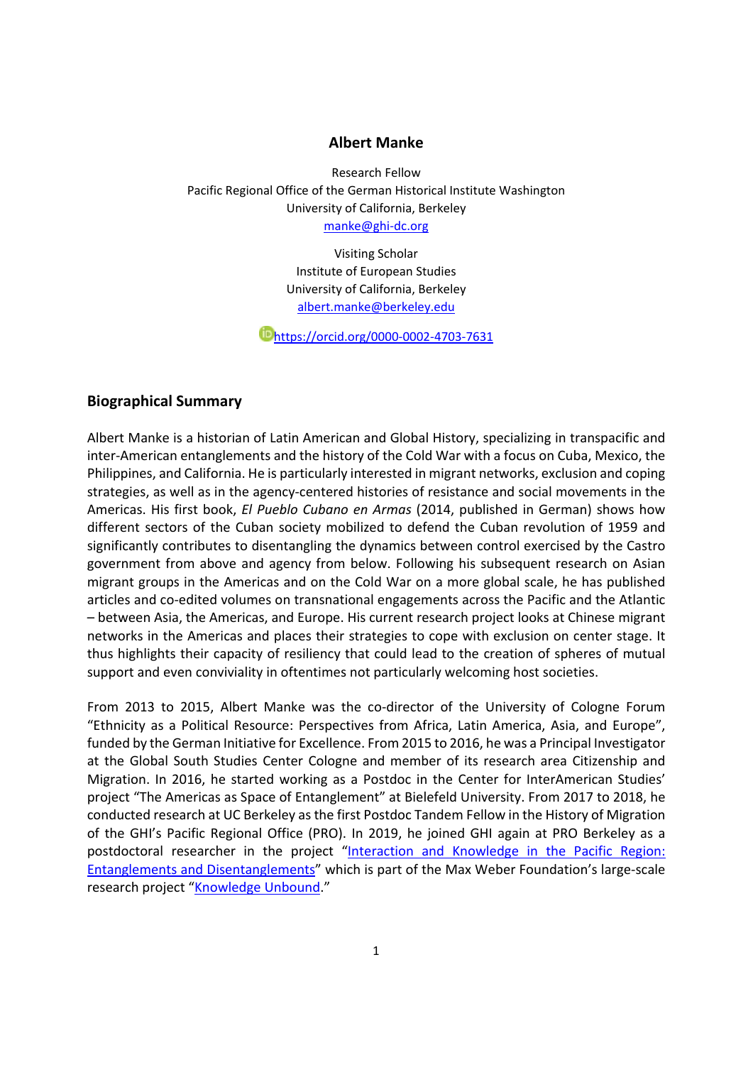# Albert Manke

Research Fellow
Pacific Regional Office of the German Historical Institute Washington
University of California, Berkeley
[manke@ghi-dc.org](mailto:manke@ghi-dc.org)

Visiting Scholar
Institute of European Studies
University of California, Berkeley
[albert.manke@berkeley.edu](mailto:albert.manke@berkeley.edu)

[https://orcid.org/0000-0002-4703-7631](https://orcid.org/0000-0002-4703-7631)

## Biographical Summary

Albert Manke is a historian of Latin American and Global History, specializing in transpacific and inter-American entanglements and the history of the Cold War with a focus on Cuba, Mexico, the Philippines, and California. He is particularly interested in migrant networks, exclusion and coping strategies, as well as in the agency-centered histories of resistance and social movements in the Americas. His first book, *El Pueblo Cubano en Armas* (2014, published in German) shows how different sectors of the Cuban society mobilized to defend the Cuban revolution of 1959 and significantly contributes to disentangling the dynamics between control exercised by the Castro government from above and agency from below. Following his subsequent research on Asian migrant groups in the Americas and on the Cold War on a more global scale, he has published articles and co-edited volumes on transnational engagements across the Pacific and the Atlantic – between Asia, the Americas, and Europe. His current research project looks at Chinese migrant networks in the Americas and places their strategies to cope with exclusion on center stage. It thus highlights their capacity of resiliency that could lead to the creation of spheres of mutual support and even conviviality in oftentimes not particularly welcoming host societies.

From 2013 to 2015, Albert Manke was the co-director of the University of Cologne Forum "Ethnicity as a Political Resource: Perspectives from Africa, Latin America, Asia, and Europe", funded by the German Initiative for Excellence. From 2015 to 2016, he was a Principal Investigator at the Global South Studies Center Cologne and member of its research area Citizenship and Migration. In 2016, he started working as a Postdoc in the Center for InterAmerican Studies' project "The Americas as Space of Entanglement" at Bielefeld University. From 2017 to 2018, he conducted research at UC Berkeley as the first Postdoc Tandem Fellow in the History of Migration of the GHI's Pacific Regional Office (PRO). In 2019, he joined GHI again at PRO Berkeley as a postdoctoral researcher in the project "Interaction and Knowledge in the Pacific Region: Entanglements and Disentanglements" which is part of the Max Weber Foundation's large-scale research project "Knowledge Unbound."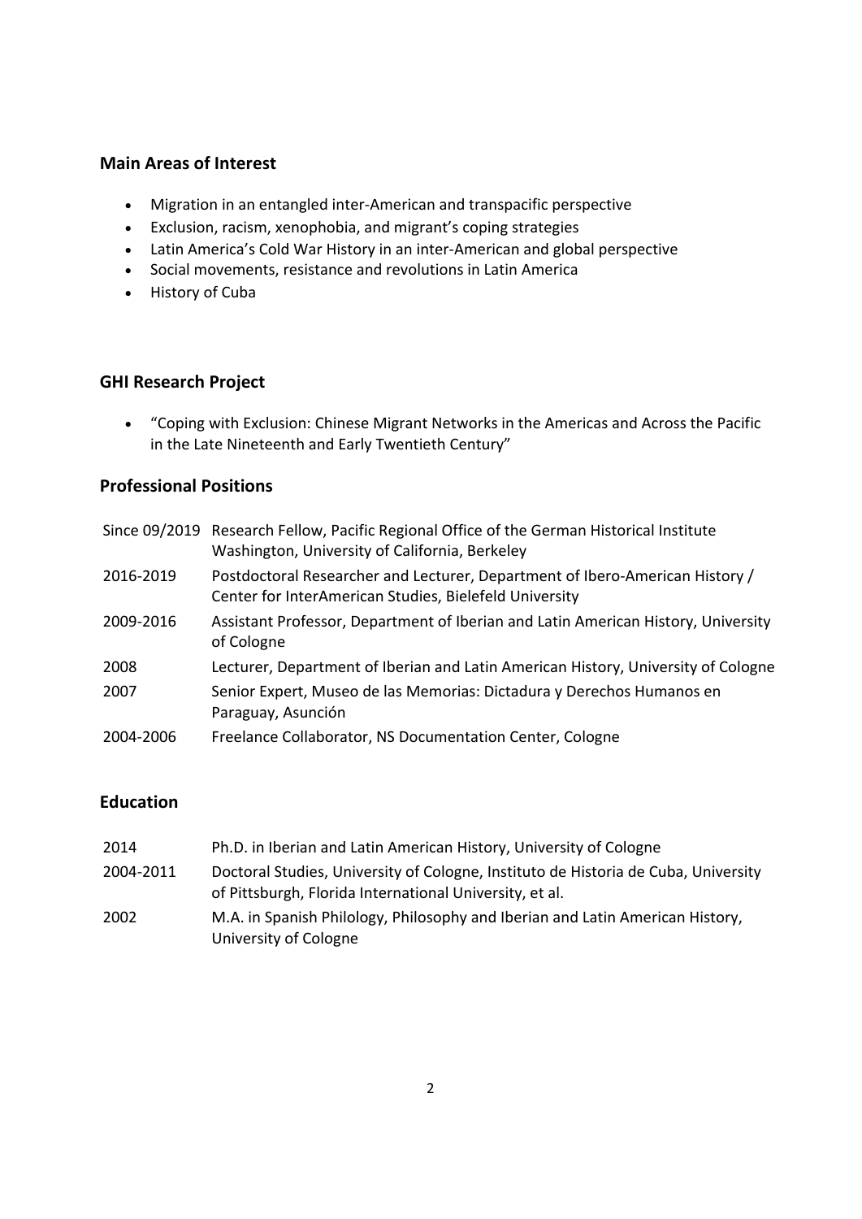## Main Areas of Interest

- Migration in an entangled inter-American and transpacific perspective
- Exclusion, racism, xenophobia, and migrant's coping strategies
- Latin America's Cold War History in an inter-American and global perspective
- Social movements, resistance and revolutions in Latin America
- History of Cuba

## GHI Research Project

- "Coping with Exclusion: Chinese Migrant Networks in the Americas and Across the Pacific in the Late Nineteenth and Early Twentieth Century"

## Professional Positions

| | |
|---|---|
| Since 09/2019 | Research Fellow, Pacific Regional Office of the German Historical Institute Washington, University of California, Berkeley |
| 2016-2019 | Postdoctoral Researcher and Lecturer, Department of Ibero-American History / Center for InterAmerican Studies, Bielefeld University |
| 2009-2016 | Assistant Professor, Department of Iberian and Latin American History, University of Cologne |
| 2008 | Lecturer, Department of Iberian and Latin American History, University of Cologne |
| 2007 | Senior Expert, Museo de las Memorias: Dictadura y Derechos Humanos en Paraguay, Asunción |
| 2004-2006 | Freelance Collaborator, NS Documentation Center, Cologne |

## Education

| | |
|---|---|
| 2014 | Ph.D. in Iberian and Latin American History, University of Cologne |
| 2004-2011 | Doctoral Studies, University of Cologne, Instituto de Historia de Cuba, University of Pittsburgh, Florida International University, et al. |
| 2002 | M.A. in Spanish Philology, Philosophy and Iberian and Latin American History, University of Cologne |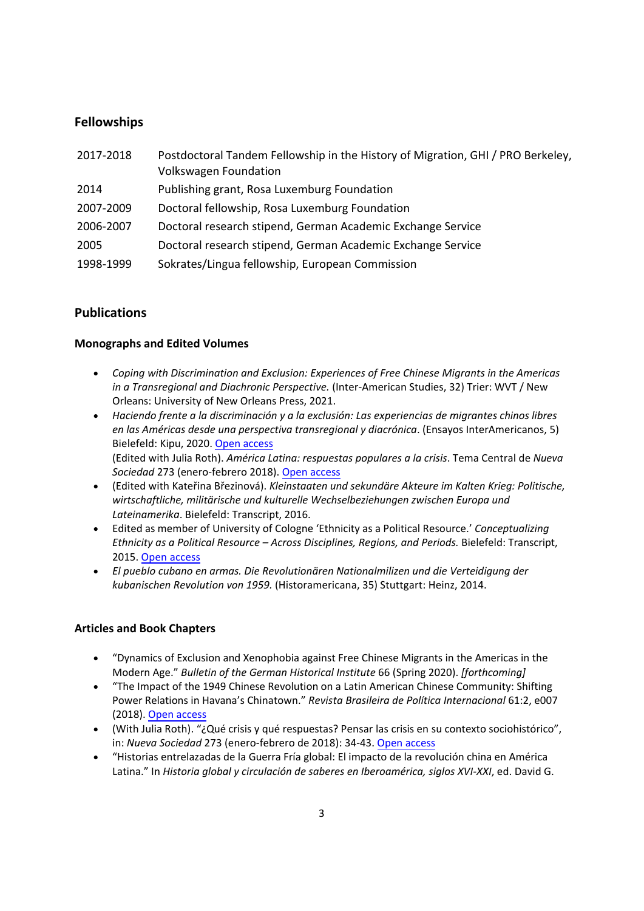## Fellowships

| | |
|---|---|
| 2017-2018 | Postdoctoral Tandem Fellowship in the History of Migration, GHI / PRO Berkeley, Volkswagen Foundation |
| 2014 | Publishing grant, Rosa Luxemburg Foundation |
| 2007-2009 | Doctoral fellowship, Rosa Luxemburg Foundation |
| 2006-2007 | Doctoral research stipend, German Academic Exchange Service |
| 2005 | Doctoral research stipend, German Academic Exchange Service |
| 1998-1999 | Sokrates/Lingua fellowship, European Commission |

## Publications

### Monographs and Edited Volumes

- *Coping with Discrimination and Exclusion: Experiences of Free Chinese Migrants in the Americas in a Transregional and Diachronic Perspective.* (Inter-American Studies, 32) Trier: WVT / New Orleans: University of New Orleans Press, 2021.
- *Haciendo frente a la discriminación y a la exclusión: Las experiencias de migrantes chinos libres en las Américas desde una perspectiva transregional y diacrónica*. (Ensayos InterAmericanos, 5) Bielefeld: Kipu, 2020. Open access
  (Edited with Julia Roth). *América Latina: respuestas populares a la crisis*. Tema Central de *Nueva Sociedad* 273 (enero-febrero 2018). Open access
- (Edited with Kateřina Březinová). *Kleinstaaten und sekundäre Akteure im Kalten Krieg: Politische, wirtschaftliche, militärische und kulturelle Wechselbeziehungen zwischen Europa und Lateinamerika*. Bielefeld: Transcript, 2016.
- Edited as member of University of Cologne 'Ethnicity as a Political Resource.' *Conceptualizing Ethnicity as a Political Resource – Across Disciplines, Regions, and Periods.* Bielefeld: Transcript, 2015. Open access
- *El pueblo cubano en armas. Die Revolutionären Nationalmilizen und die Verteidigung der kubanischen Revolution von 1959.* (Historamericana, 35) Stuttgart: Heinz, 2014.

### Articles and Book Chapters

- "Dynamics of Exclusion and Xenophobia against Free Chinese Migrants in the Americas in the Modern Age." *Bulletin of the German Historical Institute* 66 (Spring 2020). *[forthcoming]*
- "The Impact of the 1949 Chinese Revolution on a Latin American Chinese Community: Shifting Power Relations in Havana's Chinatown." *Revista Brasileira de Política Internacional* 61:2, e007 (2018). Open access
- (With Julia Roth). "¿Qué crisis y qué respuestas? Pensar las crisis en su contexto sociohistórico", in: *Nueva Sociedad* 273 (enero-febrero de 2018): 34-43. Open access
- "Historias entrelazadas de la Guerra Fría global: El impacto de la revolución china en América Latina." In *Historia global y circulación de saberes en Iberoamérica, siglos XVI-XXI*, ed. David G.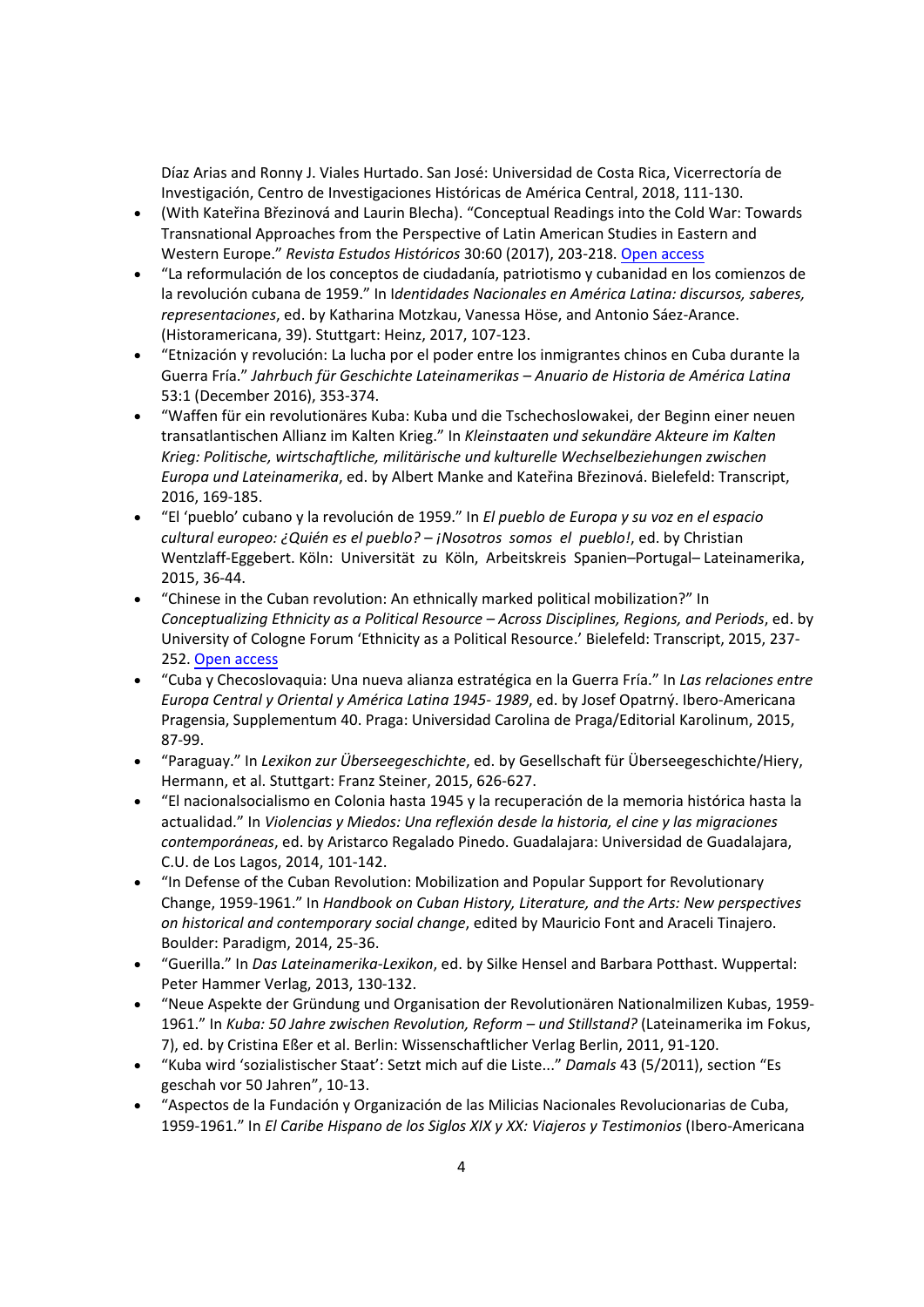Díaz Arias and Ronny J. Viales Hurtado. San José: Universidad de Costa Rica, Vicerrectoría de Investigación, Centro de Investigaciones Históricas de América Central, 2018, 111-130.

- (With Kateřina Březinová and Laurin Blecha). "Conceptual Readings into the Cold War: Towards Transnational Approaches from the Perspective of Latin American Studies in Eastern and Western Europe." *Revista Estudos Históricos* 30:60 (2017), 203-218. Open access
- "La reformulación de los conceptos de ciudadanía, patriotismo y cubanidad en los comienzos de la revolución cubana de 1959." In I*dentidades Nacionales en América Latina: discursos, saberes, representaciones*, ed. by Katharina Motzkau, Vanessa Höse, and Antonio Sáez-Arance. (Historamericana, 39). Stuttgart: Heinz, 2017, 107-123.
- "Etnización y revolución: La lucha por el poder entre los inmigrantes chinos en Cuba durante la Guerra Fría." *Jahrbuch für Geschichte Lateinamerikas – Anuario de Historia de América Latina* 53:1 (December 2016), 353-374.
- "Waffen für ein revolutionäres Kuba: Kuba und die Tschechoslowakei, der Beginn einer neuen transatlantischen Allianz im Kalten Krieg." In *Kleinstaaten und sekundäre Akteure im Kalten Krieg: Politische, wirtschaftliche, militärische und kulturelle Wechselbeziehungen zwischen Europa und Lateinamerika*, ed. by Albert Manke and Kateřina Březinová. Bielefeld: Transcript, 2016, 169-185.
- "El 'pueblo' cubano y la revolución de 1959." In *El pueblo de Europa y su voz en el espacio cultural europeo: ¿Quién es el pueblo? – ¡Nosotros somos el pueblo!*, ed. by Christian Wentzlaff-Eggebert. Köln: Universität zu Köln, Arbeitskreis Spanien–Portugal– Lateinamerika, 2015, 36-44.
- "Chinese in the Cuban revolution: An ethnically marked political mobilization?" In *Conceptualizing Ethnicity as a Political Resource – Across Disciplines, Regions, and Periods*, ed. by University of Cologne Forum 'Ethnicity as a Political Resource.' Bielefeld: Transcript, 2015, 237-252. Open access
- "Cuba y Checoslovaquia: Una nueva alianza estratégica en la Guerra Fría." In *Las relaciones entre Europa Central y Oriental y América Latina 1945- 1989*, ed. by Josef Opatrný. Ibero-Americana Pragensia, Supplementum 40. Praga: Universidad Carolina de Praga/Editorial Karolinum, 2015, 87-99.
- "Paraguay." In *Lexikon zur Überseegeschichte*, ed. by Gesellschaft für Überseegeschichte/Hiery, Hermann, et al. Stuttgart: Franz Steiner, 2015, 626-627.
- "El nacionalsocialismo en Colonia hasta 1945 y la recuperación de la memoria histórica hasta la actualidad." In *Violencias y Miedos: Una reflexión desde la historia, el cine y las migraciones contemporáneas*, ed. by Aristarco Regalado Pinedo. Guadalajara: Universidad de Guadalajara, C.U. de Los Lagos, 2014, 101-142.
- "In Defense of the Cuban Revolution: Mobilization and Popular Support for Revolutionary Change, 1959-1961." In *Handbook on Cuban History, Literature, and the Arts: New perspectives on historical and contemporary social change*, edited by Mauricio Font and Araceli Tinajero. Boulder: Paradigm, 2014, 25-36.
- "Guerilla." In *Das Lateinamerika-Lexikon*, ed. by Silke Hensel and Barbara Potthast. Wuppertal: Peter Hammer Verlag, 2013, 130-132.
- "Neue Aspekte der Gründung und Organisation der Revolutionären Nationalmilizen Kubas, 1959-1961." In *Kuba: 50 Jahre zwischen Revolution, Reform – und Stillstand?* (Lateinamerika im Fokus, 7), ed. by Cristina Eßer et al. Berlin: Wissenschaftlicher Verlag Berlin, 2011, 91-120.
- "Kuba wird 'sozialistischer Staat': Setzt mich auf die Liste..." *Damals* 43 (5/2011), section "Es geschah vor 50 Jahren", 10-13.
- "Aspectos de la Fundación y Organización de las Milicias Nacionales Revolucionarias de Cuba, 1959-1961." In *El Caribe Hispano de los Siglos XIX y XX: Viajeros y Testimonios* (Ibero-Americana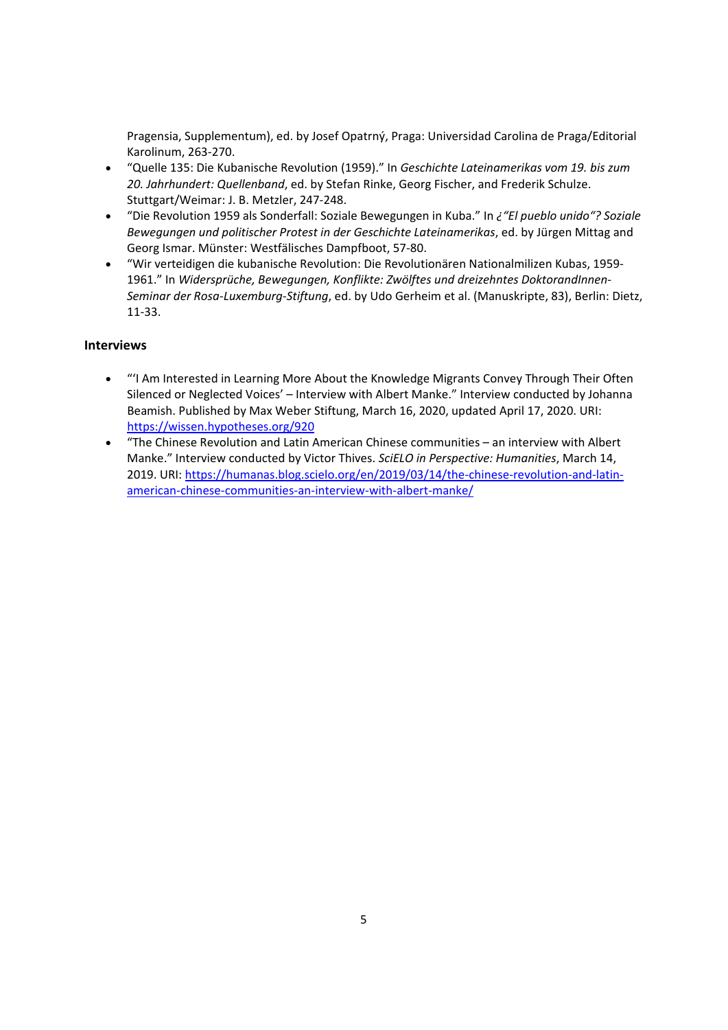Pragensia, Supplementum), ed. by Josef Opatrný, Praga: Universidad Carolina de Praga/Editorial Karolinum, 263-270.

- "Quelle 135: Die Kubanische Revolution (1959)." In *Geschichte Lateinamerikas vom 19. bis zum 20. Jahrhundert: Quellenband*, ed. by Stefan Rinke, Georg Fischer, and Frederik Schulze. Stuttgart/Weimar: J. B. Metzler, 247-248.
- "Die Revolution 1959 als Sonderfall: Soziale Bewegungen in Kuba." In *¿"El pueblo unido"? Soziale Bewegungen und politischer Protest in der Geschichte Lateinamerikas*, ed. by Jürgen Mittag and Georg Ismar. Münster: Westfälisches Dampfboot, 57-80.
- "Wir verteidigen die kubanische Revolution: Die Revolutionären Nationalmilizen Kubas, 1959-1961." In *Widersprüche, Bewegungen, Konflikte: Zwölftes und dreizehntes DoktorandInnen-Seminar der Rosa-Luxemburg-Stiftung*, ed. by Udo Gerheim et al. (Manuskripte, 83), Berlin: Dietz, 11-33.

## Interviews

- "'I Am Interested in Learning More About the Knowledge Migrants Convey Through Their Often Silenced or Neglected Voices' – Interview with Albert Manke." Interview conducted by Johanna Beamish. Published by Max Weber Stiftung, March 16, 2020, updated April 17, 2020. URI: https://wissen.hypotheses.org/920
- "The Chinese Revolution and Latin American Chinese communities – an interview with Albert Manke." Interview conducted by Victor Thives. *SciELO in Perspective: Humanities*, March 14, 2019. URI: https://humanas.blog.scielo.org/en/2019/03/14/the-chinese-revolution-and-latin-american-chinese-communities-an-interview-with-albert-manke/